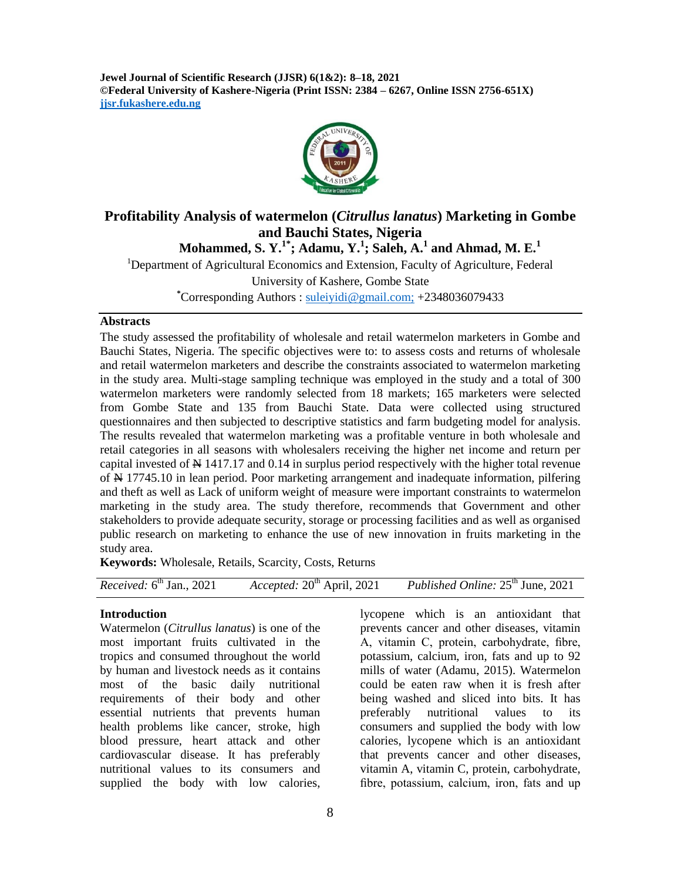**Jewel Journal of Scientific Research (JJSR) 6(1&2): 8–18, 2021**
**©Federal University of Kashere-Nigeria (Print ISSN: 2384 – 6267, Online ISSN 2756-651X)**
**jjsr.fukashere.edu.ng**

# Profitability Analysis of watermelon (*Citrullus lanatus*) Marketing in Gombe and Bauchi States, Nigeria

**Mohammed, S. Y.[1*]; Adamu, Y.[1]; Saleh, A.[1] and Ahmad, M. E.[1]**

[1]Department of Agricultural Economics and Extension, Faculty of Agriculture, Federal University of Kashere, Gombe State

[*]Corresponding Authors : suleiyidi@gmail.com; +2348036079433

## Abstracts

The study assessed the profitability of wholesale and retail watermelon marketers in Gombe and Bauchi States, Nigeria. The specific objectives were to: to assess costs and returns of wholesale and retail watermelon marketers and describe the constraints associated to watermelon marketing in the study area. Multi-stage sampling technique was employed in the study and a total of 300 watermelon marketers were randomly selected from 18 markets; 165 marketers were selected from Gombe State and 135 from Bauchi State. Data were collected using structured questionnaires and then subjected to descriptive statistics and farm budgeting model for analysis. The results revealed that watermelon marketing was a profitable venture in both wholesale and retail categories in all seasons with wholesalers receiving the higher net income and return per capital invested of ₦ 1417.17 and 0.14 in surplus period respectively with the higher total revenue of ₦ 17745.10 in lean period. Poor marketing arrangement and inadequate information, pilfering and theft as well as Lack of uniform weight of measure were important constraints to watermelon marketing in the study area. The study therefore, recommends that Government and other stakeholders to provide adequate security, storage or processing facilities and as well as organised public research on marketing to enhance the use of new innovation in fruits marketing in the study area.

**Keywords:** Wholesale, Retails, Scarcity, Costs, Returns

*Received:* 6[th] Jan., 2021    *Accepted:* 20[th] April, 2021    *Published Online:* 25[th] June, 2021

## Introduction

Watermelon (*Citrullus lanatus*) is one of the most important fruits cultivated in the tropics and consumed throughout the world by human and livestock needs as it contains most of the basic daily nutritional requirements of their body and other essential nutrients that prevents human health problems like cancer, stroke, high blood pressure, heart attack and other cardiovascular disease. It has preferably nutritional values to its consumers and supplied the body with low calories, lycopene which is an antioxidant that prevents cancer and other diseases, vitamin A, vitamin C, protein, carbohydrate, fibre, potassium, calcium, iron, fats and up to 92 mills of water (Adamu, 2015). Watermelon could be eaten raw when it is fresh after being washed and sliced into bits. It has preferably nutritional values to its consumers and supplied the body with low calories, lycopene which is an antioxidant that prevents cancer and other diseases, vitamin A, vitamin C, protein, carbohydrate, fibre, potassium, calcium, iron, fats and up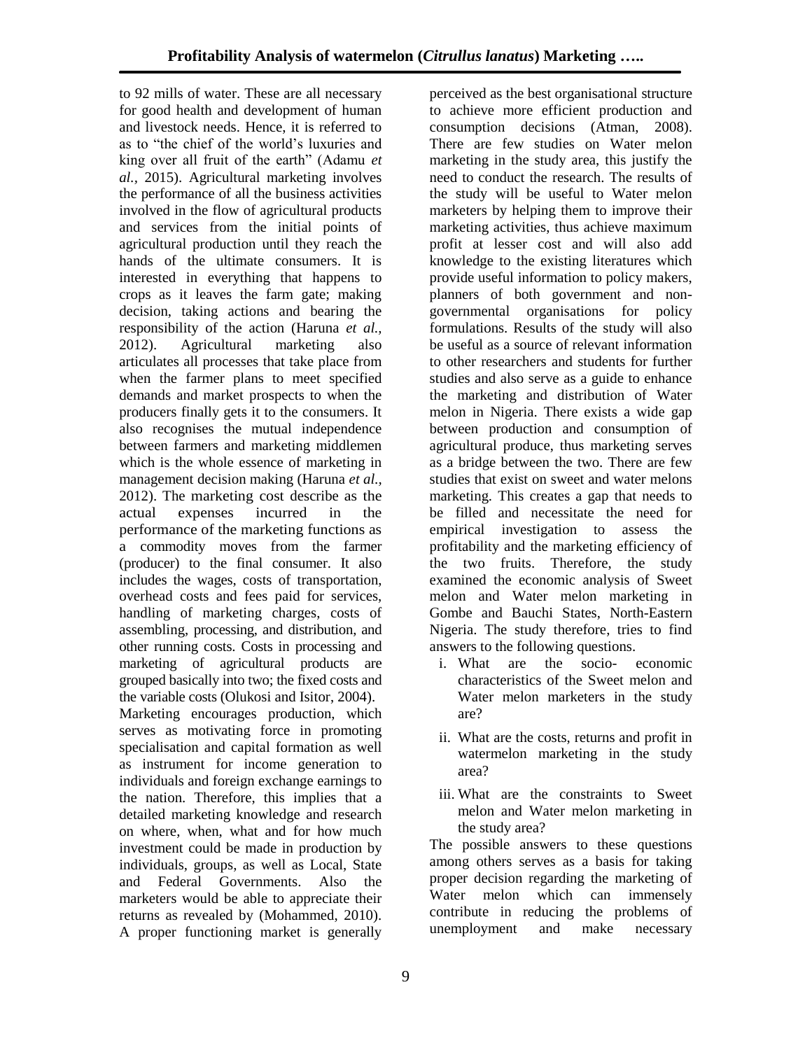to 92 mills of water. These are all necessary for good health and development of human and livestock needs. Hence, it is referred to as to "the chief of the world's luxuries and king over all fruit of the earth" (Adamu *et al.,* 2015). Agricultural marketing involves the performance of all the business activities involved in the flow of agricultural products and services from the initial points of agricultural production until they reach the hands of the ultimate consumers. It is interested in everything that happens to crops as it leaves the farm gate; making decision, taking actions and bearing the responsibility of the action (Haruna *et al.*, 2012). Agricultural marketing also articulates all processes that take place from when the farmer plans to meet specified demands and market prospects to when the producers finally gets it to the consumers. It also recognises the mutual independence between farmers and marketing middlemen which is the whole essence of marketing in management decision making (Haruna *et al.*, 2012). The marketing cost describe as the actual expenses incurred in the performance of the marketing functions as a commodity moves from the farmer (producer) to the final consumer. It also includes the wages, costs of transportation, overhead costs and fees paid for services, handling of marketing charges, costs of assembling, processing, and distribution, and other running costs. Costs in processing and marketing of agricultural products are grouped basically into two; the fixed costs and the variable costs (Olukosi and Isitor, 2004).

Marketing encourages production, which serves as motivating force in promoting specialisation and capital formation as well as instrument for income generation to individuals and foreign exchange earnings to the nation. Therefore, this implies that a detailed marketing knowledge and research on where, when, what and for how much investment could be made in production by individuals, groups, as well as Local, State and Federal Governments. Also the marketers would be able to appreciate their returns as revealed by (Mohammed, 2010). A proper functioning market is generally perceived as the best organisational structure to achieve more efficient production and consumption decisions (Atman, 2008). There are few studies on Water melon marketing in the study area, this justify the need to conduct the research. The results of the study will be useful to Water melon marketers by helping them to improve their marketing activities, thus achieve maximum profit at lesser cost and will also add knowledge to the existing literatures which provide useful information to policy makers, planners of both government and non-governmental organisations for policy formulations. Results of the study will also be useful as a source of relevant information to other researchers and students for further studies and also serve as a guide to enhance the marketing and distribution of Water melon in Nigeria. There exists a wide gap between production and consumption of agricultural produce, thus marketing serves as a bridge between the two. There are few studies that exist on sweet and water melons marketing. This creates a gap that needs to be filled and necessitate the need for empirical investigation to assess the profitability and the marketing efficiency of the two fruits. Therefore, the study examined the economic analysis of Sweet melon and Water melon marketing in Gombe and Bauchi States, North-Eastern Nigeria. The study therefore, tries to find answers to the following questions.

i. What are the socio- economic characteristics of the Sweet melon and Water melon marketers in the study are?
ii. What are the costs, returns and profit in watermelon marketing in the study area?
iii. What are the constraints to Sweet melon and Water melon marketing in the study area?

The possible answers to these questions among others serves as a basis for taking proper decision regarding the marketing of Water melon which can immensely contribute in reducing the problems of unemployment and make necessary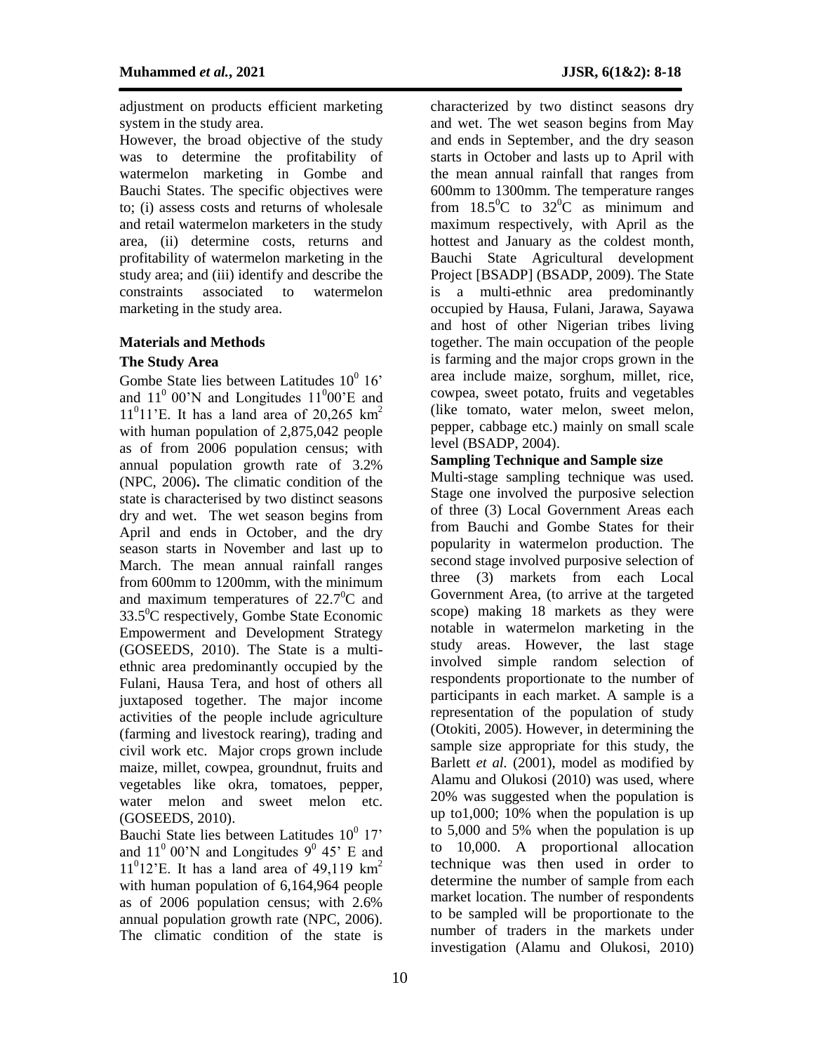adjustment on products efficient marketing system in the study area.

However, the broad objective of the study was to determine the profitability of watermelon marketing in Gombe and Bauchi States. The specific objectives were to; (i) assess costs and returns of wholesale and retail watermelon marketers in the study area, (ii) determine costs, returns and profitability of watermelon marketing in the study area; and (iii) identify and describe the constraints associated to watermelon marketing in the study area.

## Materials and Methods

### The Study Area

Gombe State lies between Latitudes $10^0$ 16' and $11^0$ 00'N and Longitudes $11^0$00'E and $11^0$11'E. It has a land area of 20,265 $km^2$ with human population of 2,875,042 people as of from 2006 population census; with annual population growth rate of 3.2% (NPC, 2006). The climatic condition of the state is characterised by two distinct seasons dry and wet. The wet season begins from April and ends in October, and the dry season starts in November and last up to March. The mean annual rainfall ranges from 600mm to 1200mm, with the minimum and maximum temperatures of 22.7$^0$C and 33.5$^0$C respectively, Gombe State Economic Empowerment and Development Strategy (GOSEEDS, 2010). The State is a multi-ethnic area predominantly occupied by the Fulani, Hausa Tera, and host of others all juxtaposed together. The major income activities of the people include agriculture (farming and livestock rearing), trading and civil work etc. Major crops grown include maize, millet, cowpea, groundnut, fruits and vegetables like okra, tomatoes, pepper, water melon and sweet melon etc. (GOSEEDS, 2010).

Bauchi State lies between Latitudes $10^0$ 17' and $11^0$ 00'N and Longitudes $9^0$ 45' E and $11^0$12'E. It has a land area of 49,119 $km^2$ with human population of 6,164,964 people as of 2006 population census; with 2.6% annual population growth rate (NPC, 2006). The climatic condition of the state is characterized by two distinct seasons dry and wet. The wet season begins from May and ends in September, and the dry season starts in October and lasts up to April with the mean annual rainfall that ranges from 600mm to 1300mm. The temperature ranges from 18.5$^0$C to 32$^0$C as minimum and maximum respectively, with April as the hottest and January as the coldest month, Bauchi State Agricultural development Project [BSADP] (BSADP, 2009). The State is a multi-ethnic area predominantly occupied by Hausa, Fulani, Jarawa, Sayawa and host of other Nigerian tribes living together. The main occupation of the people is farming and the major crops grown in the area include maize, sorghum, millet, rice, cowpea, sweet potato, fruits and vegetables (like tomato, water melon, sweet melon, pepper, cabbage etc.) mainly on small scale level (BSADP, 2004).

### Sampling Technique and Sample size

Multi-stage sampling technique was used. Stage one involved the purposive selection of three (3) Local Government Areas each from Bauchi and Gombe States for their popularity in watermelon production. The second stage involved purposive selection of three (3) markets from each Local Government Area, (to arrive at the targeted scope) making 18 markets as they were notable in watermelon marketing in the study areas. However, the last stage involved simple random selection of respondents proportionate to the number of participants in each market. A sample is a representation of the population of study (Otokiti, 2005). However, in determining the sample size appropriate for this study, the Barlett *et al.* (2001), model as modified by Alamu and Olukosi (2010) was used, where 20% was suggested when the population is up to1,000; 10% when the population is up to 5,000 and 5% when the population is up to 10,000. A proportional allocation technique was then used in order to determine the number of sample from each market location. The number of respondents to be sampled will be proportionate to the number of traders in the markets under investigation (Alamu and Olukosi, 2010)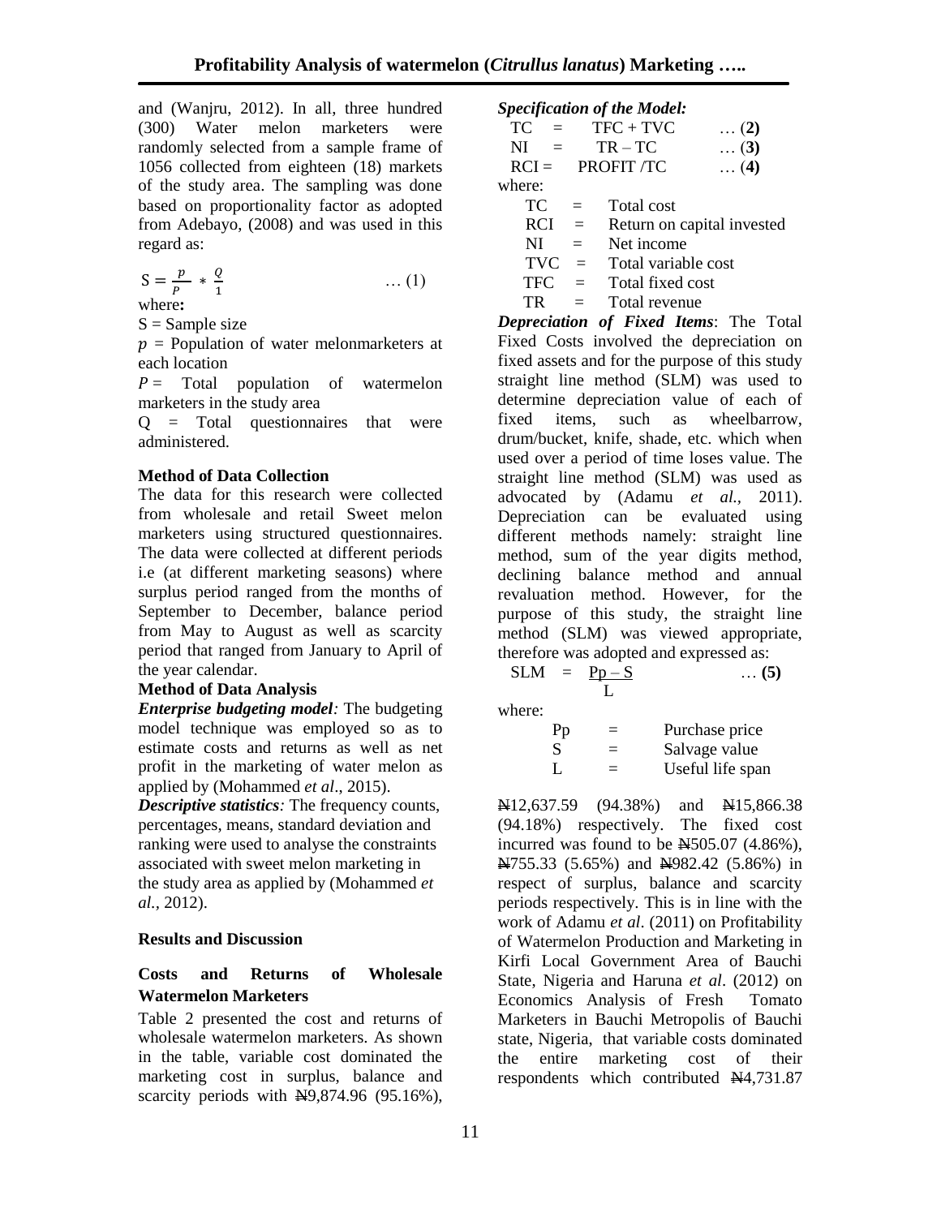and (Wanjru, 2012). In all, three hundred (300) Water melon marketers were randomly selected from a sample frame of 1056 collected from eighteen (18) markets of the study area. The sampling was done based on proportionality factor as adopted from Adebayo, (2008) and was used in this regard as:

$$S = \frac{p}{P} * \frac{Q}{1} \quad \dots (1)$$

where**:**

S = Sample size

$p$ = Population of water melonmarketers at each location

$P$ = Total population of watermelon marketers in the study area

Q = Total questionnaires that were administered.

### Method of Data Collection

The data for this research were collected from wholesale and retail Sweet melon marketers using structured questionnaires. The data were collected at different periods i.e (at different marketing seasons) where surplus period ranged from the months of September to December, balance period from May to August as well as scarcity period that ranged from January to April of the year calendar.

### Method of Data Analysis

***Enterprise budgeting model:*** The budgeting model technique was employed so as to estimate costs and returns as well as net profit in the marketing of water melon as applied by (Mohammed *et al*., 2015).

***Descriptive statistics:*** The frequency counts, percentages, means, standard deviation and ranking were used to analyse the constraints associated with sweet melon marketing in the study area as applied by (Mohammed *et al.*, 2012).

***Specification of the Model:***

$$TC = TFC + TVC \quad \dots (\mathbf{2})$$

$$NI = TR - TC \quad \dots (\mathbf{3})$$

$$RCI = PROFIT / TC \quad \dots (\mathbf{4})$$

where:

TC = Total cost
RCI = Return on capital invested
NI = Net income
TVC = Total variable cost
TFC = Total fixed cost
TR = Total revenue

***Depreciation of Fixed Items***: The Total Fixed Costs involved the depreciation on fixed assets and for the purpose of this study straight line method (SLM) was used to determine depreciation value of each of fixed items, such as wheelbarrow, drum/bucket, knife, shade, etc. which when used over a period of time loses value. The straight line method (SLM) was used as advocated by (Adamu *et al.,* 2011). Depreciation can be evaluated using different methods namely: straight line method, sum of the year digits method, declining balance method and annual revaluation method. However, for the purpose of this study, the straight line method (SLM) was viewed appropriate, therefore was adopted and expressed as:

$$SLM = \frac{Pp - S}{L} \quad \dots (\mathbf{5})$$

where:

Pp = Purchase price
S = Salvage value
L = Useful life span

## Results and Discussion

### Costs and Returns of Wholesale Watermelon Marketers

Table 2 presented the cost and returns of wholesale watermelon marketers. As shown in the table, variable cost dominated the marketing cost in surplus, balance and scarcity periods with ₦9,874.96 (95.16%), ₦12,637.59 (94.38%) and ₦15,866.38 (94.18%) respectively. The fixed cost incurred was found to be ₦505.07 (4.86%), ₦755.33 (5.65%) and ₦982.42 (5.86%) in respect of surplus, balance and scarcity periods respectively. This is in line with the work of Adamu *et al*. (2011) on Profitability of Watermelon Production and Marketing in Kirfi Local Government Area of Bauchi State, Nigeria and Haruna *et al*. (2012) on Economics Analysis of Fresh Tomato Marketers in Bauchi Metropolis of Bauchi state, Nigeria, that variable costs dominated the entire marketing cost of their respondents which contributed ₦4,731.87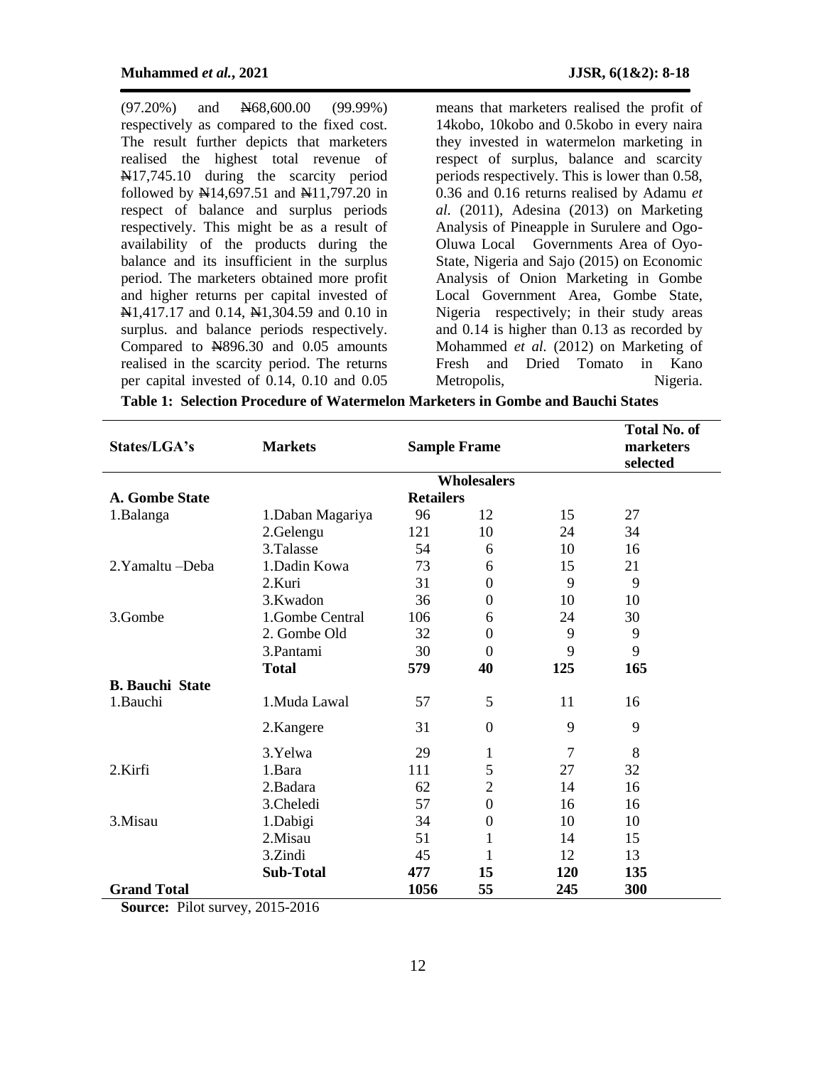(97.20%) and ₦68,600.00 (99.99%) respectively as compared to the fixed cost. The result further depicts that marketers realised the highest total revenue of ₦17,745.10 during the scarcity period followed by ₦14,697.51 and ₦11,797.20 in respect of balance and surplus periods respectively. This might be as a result of availability of the products during the balance and its insufficient in the surplus period. The marketers obtained more profit and higher returns per capital invested of ₦1,417.17 and 0.14, ₦1,304.59 and 0.10 in surplus. and balance periods respectively. Compared to ₦896.30 and 0.05 amounts realised in the scarcity period. The returns per capital invested of 0.14, 0.10 and 0.05 means that marketers realised the profit of 14kobo, 10kobo and 0.5kobo in every naira they invested in watermelon marketing in respect of surplus, balance and scarcity periods respectively. This is lower than 0.58, 0.36 and 0.16 returns realised by Adamu *et al*. (2011), Adesina (2013) on Marketing Analysis of Pineapple in Surulere and Ogo-Oluwa Local Governments Area of Oyo-State, Nigeria and Sajo (2015) on Economic Analysis of Onion Marketing in Gombe Local Government Area, Gombe State, Nigeria respectively; in their study areas and 0.14 is higher than 0.13 as recorded by Mohammed *et al.* (2012) on Marketing of Fresh and Dried Tomato in Kano Metropolis, Nigeria.

**Table 1: Selection Procedure of Watermelon Marketers in Gombe and Bauchi States**

| States/LGA's | Markets | Sample Frame | | | Total No. of marketers selected |
|---|---|---|---|---|---|
| | | | Wholesalers | | |
| **A. Gombe State** | | **Retailers** | | | |
| 1.Balanga | 1.Daban Magariya | 96 | 12 | 15 | 27 |
| | 2.Gelengu | 121 | 10 | 24 | 34 |
| | 3.Talasse | 54 | 6 | 10 | 16 |
| 2.Yamaltu –Deba | 1.Dadin Kowa | 73 | 6 | 15 | 21 |
| | 2.Kuri | 31 | 0 | 9 | 9 |
| | 3.Kwadon | 36 | 0 | 10 | 10 |
| 3.Gombe | 1.Gombe Central | 106 | 6 | 24 | 30 |
| | 2. Gombe Old | 32 | 0 | 9 | 9 |
| | 3.Pantami | 30 | 0 | 9 | 9 |
| | **Total** | **579** | **40** | **125** | **165** |
| **B. Bauchi State** | | | | | |
| 1.Bauchi | 1.Muda Lawal | 57 | 5 | 11 | 16 |
| | 2.Kangere | 31 | 0 | 9 | 9 |
| | 3.Yelwa | 29 | 1 | 7 | 8 |
| 2.Kirfi | 1.Bara | 111 | 5 | 27 | 32 |
| | 2.Badara | 62 | 2 | 14 | 16 |
| | 3.Cheledi | 57 | 0 | 16 | 16 |
| 3.Misau | 1.Dabigi | 34 | 0 | 10 | 10 |
| | 2.Misau | 51 | 1 | 14 | 15 |
| | 3.Zindi | 45 | 1 | 12 | 13 |
| | **Sub-Total** | **477** | **15** | **120** | **135** |
| **Grand Total** | | **1056** | **55** | **245** | **300** |

**Source:** Pilot survey, 2015-2016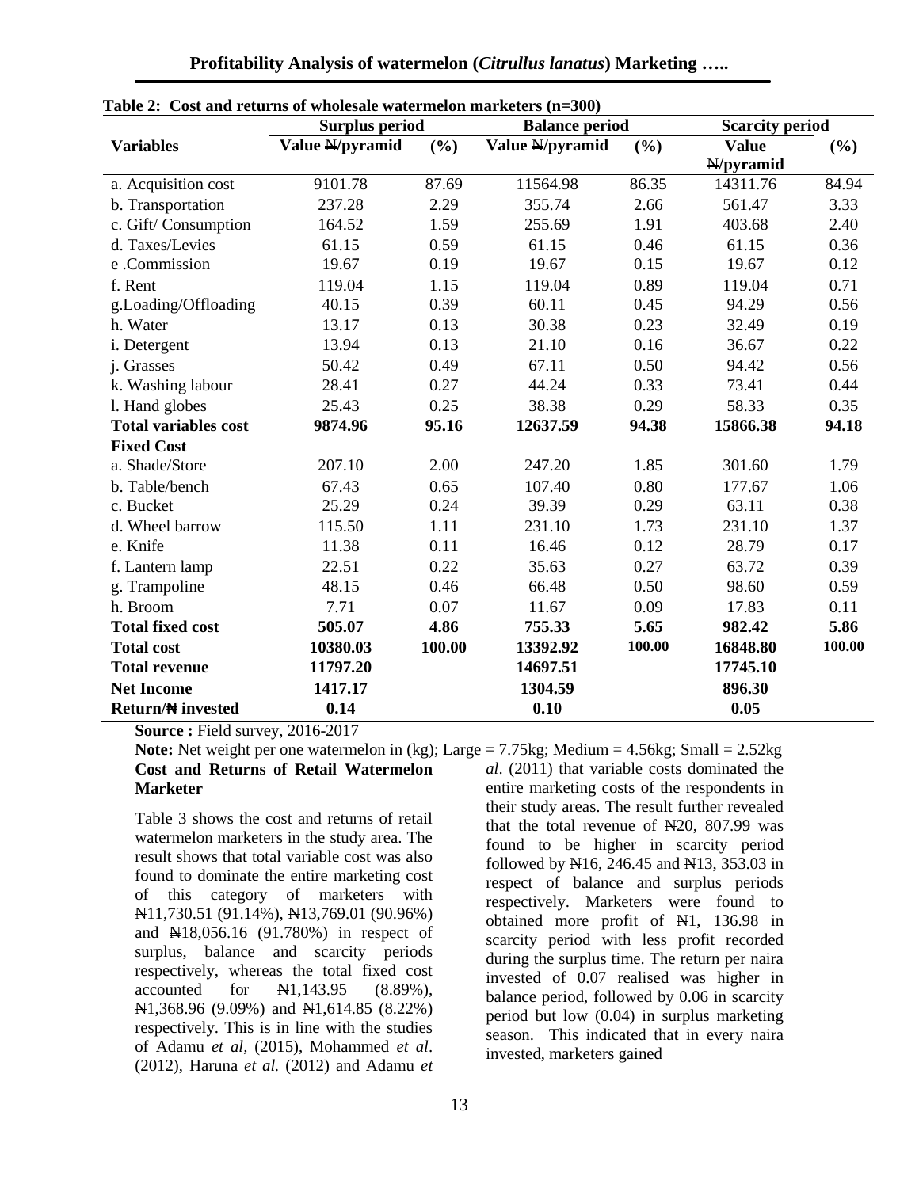**Table 2: Cost and returns of wholesale watermelon marketers (n=300)**

| | Surplus period | | Balance period | | Scarcity period | |
|---|---|---|---|---|---|---|
| **Variables** | **Value ₦/pyramid** | **(%)** | **Value ₦/pyramid** | **(%)** | **Value ₦/pyramid** | **(%)** |
| a. Acquisition cost | 9101.78 | 87.69 | 11564.98 | 86.35 | 14311.76 | 84.94 |
| b. Transportation | 237.28 | 2.29 | 355.74 | 2.66 | 561.47 | 3.33 |
| c. Gift/ Consumption | 164.52 | 1.59 | 255.69 | 1.91 | 403.68 | 2.40 |
| d. Taxes/Levies | 61.15 | 0.59 | 61.15 | 0.46 | 61.15 | 0.36 |
| e .Commission | 19.67 | 0.19 | 19.67 | 0.15 | 19.67 | 0.12 |
| f. Rent | 119.04 | 1.15 | 119.04 | 0.89 | 119.04 | 0.71 |
| g.Loading/Offloading | 40.15 | 0.39 | 60.11 | 0.45 | 94.29 | 0.56 |
| h. Water | 13.17 | 0.13 | 30.38 | 0.23 | 32.49 | 0.19 |
| i. Detergent | 13.94 | 0.13 | 21.10 | 0.16 | 36.67 | 0.22 |
| j. Grasses | 50.42 | 0.49 | 67.11 | 0.50 | 94.42 | 0.56 |
| k. Washing labour | 28.41 | 0.27 | 44.24 | 0.33 | 73.41 | 0.44 |
| l. Hand globes | 25.43 | 0.25 | 38.38 | 0.29 | 58.33 | 0.35 |
| **Total variables cost** | **9874.96** | **95.16** | **12637.59** | **94.38** | **15866.38** | **94.18** |
| **Fixed Cost** | | | | | | |
| a. Shade/Store | 207.10 | 2.00 | 247.20 | 1.85 | 301.60 | 1.79 |
| b. Table/bench | 67.43 | 0.65 | 107.40 | 0.80 | 177.67 | 1.06 |
| c. Bucket | 25.29 | 0.24 | 39.39 | 0.29 | 63.11 | 0.38 |
| d. Wheel barrow | 115.50 | 1.11 | 231.10 | 1.73 | 231.10 | 1.37 |
| e. Knife | 11.38 | 0.11 | 16.46 | 0.12 | 28.79 | 0.17 |
| f. Lantern lamp | 22.51 | 0.22 | 35.63 | 0.27 | 63.72 | 0.39 |
| g. Trampoline | 48.15 | 0.46 | 66.48 | 0.50 | 98.60 | 0.59 |
| h. Broom | 7.71 | 0.07 | 11.67 | 0.09 | 17.83 | 0.11 |
| **Total fixed cost** | **505.07** | **4.86** | **755.33** | **5.65** | **982.42** | **5.86** |
| **Total cost** | **10380.03** | **100.00** | **13392.92** | **100.00** | **16848.80** | **100.00** |
| **Total revenue** | **11797.20** | | **14697.51** | | **17745.10** | |
| **Net Income** | **1417.17** | | **1304.59** | | **896.30** | |
| **Return/₦ invested** | **0.14** | | **0.10** | | **0.05** | |

**Source :** Field survey, 2016-2017

**Note:** Net weight per one watermelon in (kg); Large = 7.75kg; Medium = 4.56kg; Small = 2.52kg

**Cost and Returns of Retail Watermelon Marketer**

Table 3 shows the cost and returns of retail watermelon marketers in the study area. The result shows that total variable cost was also found to dominate the entire marketing cost of this category of marketers with ₦11,730.51 (91.14%), ₦13,769.01 (90.96%) and ₦18,056.16 (91.780%) in respect of surplus, balance and scarcity periods respectively, whereas the total fixed cost accounted for ₦1,143.95 (8.89%), ₦1,368.96 (9.09%) and ₦1,614.85 (8.22%) respectively. This is in line with the studies of Adamu *et al*, (2015), Mohammed *et al*. (2012), Haruna *et al.* (2012) and Adamu *et al*. (2011) that variable costs dominated the entire marketing costs of the respondents in their study areas. The result further revealed that the total revenue of ₦20, 807.99 was found to be higher in scarcity period followed by ₦16, 246.45 and ₦13, 353.03 in respect of balance and surplus periods respectively. Marketers were found to obtained more profit of ₦1, 136.98 in scarcity period with less profit recorded during the surplus time. The return per naira invested of 0.07 realised was higher in balance period, followed by 0.06 in scarcity period but low (0.04) in surplus marketing season. This indicated that in every naira invested, marketers gained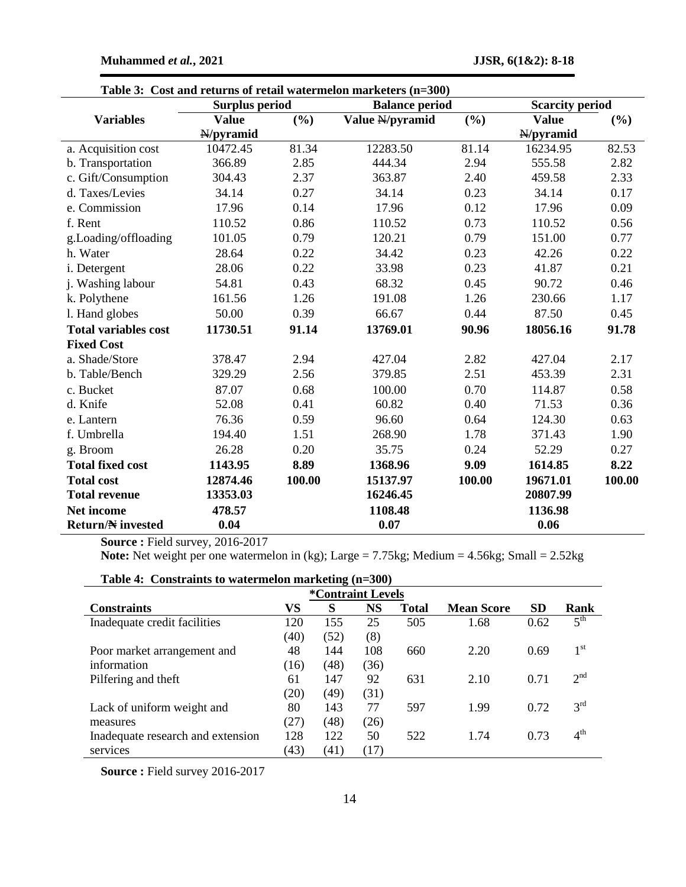**Table 3: Cost and returns of retail watermelon marketers (n=300)**

| Variables | Surplus period | | Balance period | | Scarcity period | |
|---|---|---|---|---|---|---|
| | Value ₦/pyramid | (%) | Value ₦/pyramid | (%) | Value ₦/pyramid | (%) |
| a. Acquisition cost | 10472.45 | 81.34 | 12283.50 | 81.14 | 16234.95 | 82.53 |
| b. Transportation | 366.89 | 2.85 | 444.34 | 2.94 | 555.58 | 2.82 |
| c. Gift/Consumption | 304.43 | 2.37 | 363.87 | 2.40 | 459.58 | 2.33 |
| d. Taxes/Levies | 34.14 | 0.27 | 34.14 | 0.23 | 34.14 | 0.17 |
| e. Commission | 17.96 | 0.14 | 17.96 | 0.12 | 17.96 | 0.09 |
| f. Rent | 110.52 | 0.86 | 110.52 | 0.73 | 110.52 | 0.56 |
| g.Loading/offloading | 101.05 | 0.79 | 120.21 | 0.79 | 151.00 | 0.77 |
| h. Water | 28.64 | 0.22 | 34.42 | 0.23 | 42.26 | 0.22 |
| i. Detergent | 28.06 | 0.22 | 33.98 | 0.23 | 41.87 | 0.21 |
| j. Washing labour | 54.81 | 0.43 | 68.32 | 0.45 | 90.72 | 0.46 |
| k. Polythene | 161.56 | 1.26 | 191.08 | 1.26 | 230.66 | 1.17 |
| l. Hand globes | 50.00 | 0.39 | 66.67 | 0.44 | 87.50 | 0.45 |
| **Total variables cost** | **11730.51** | **91.14** | **13769.01** | **90.96** | **18056.16** | **91.78** |
| **Fixed Cost** | | | | | | |
| a. Shade/Store | 378.47 | 2.94 | 427.04 | 2.82 | 427.04 | 2.17 |
| b. Table/Bench | 329.29 | 2.56 | 379.85 | 2.51 | 453.39 | 2.31 |
| c. Bucket | 87.07 | 0.68 | 100.00 | 0.70 | 114.87 | 0.58 |
| d. Knife | 52.08 | 0.41 | 60.82 | 0.40 | 71.53 | 0.36 |
| e. Lantern | 76.36 | 0.59 | 96.60 | 0.64 | 124.30 | 0.63 |
| f. Umbrella | 194.40 | 1.51 | 268.90 | 1.78 | 371.43 | 1.90 |
| g. Broom | 26.28 | 0.20 | 35.75 | 0.24 | 52.29 | 0.27 |
| **Total fixed cost** | **1143.95** | **8.89** | **1368.96** | **9.09** | **1614.85** | **8.22** |
| **Total cost** | **12874.46** | **100.00** | **15137.97** | **100.00** | **19671.01** | **100.00** |
| **Total revenue** | **13353.03** | | **16246.45** | | **20807.99** | |
| **Net income** | **478.57** | | **1108.48** | | **1136.98** | |
| **Return/₦ invested** | **0.04** | | **0.07** | | **0.06** | |

**Source :** Field survey, 2016-2017

**Note:** Net weight per one watermelon in (kg); Large = 7.75kg; Medium = 4.56kg; Small = 2.52kg

**Table 4: Constraints to watermelon marketing (n=300)**

| Constraints | *Contraint Levels | | | | | | |
|---|---|---|---|---|---|---|---|
| | VS | S | NS | Total | Mean Score | SD | Rank |
| Inadequate credit facilities | 120 (40) | 155 (52) | 25 (8) | 505 | 1.68 | 0.62 | 5th |
| Poor market arrangement and information | 48 (16) | 144 (48) | 108 (36) | 660 | 2.20 | 0.69 | 1st |
| Pilfering and theft | 61 (20) | 147 (49) | 92 (31) | 631 | 2.10 | 0.71 | 2nd |
| Lack of uniform weight and measures | 80 (27) | 143 (48) | 77 (26) | 597 | 1.99 | 0.72 | 3rd |
| Inadequate research and extension services | 128 (43) | 122 (41) | 50 (17) | 522 | 1.74 | 0.73 | 4th |

**Source :** Field survey 2016-2017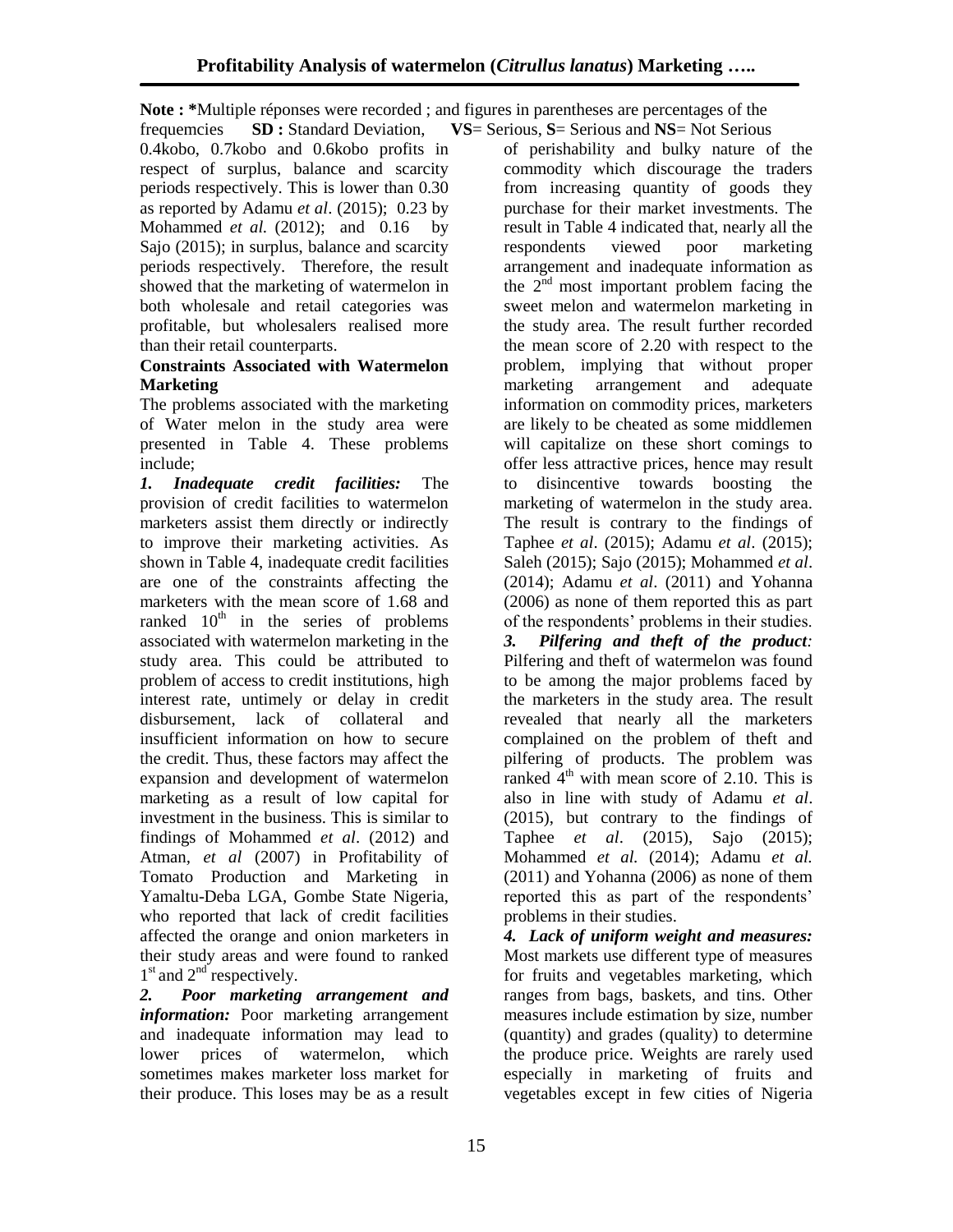**Note : ***Multiple réponses were recorded ; and figures in parentheses are percentages of the frequemcies **SD :** Standard Deviation, **VS**= Serious, **S**= Serious and **NS**= Not Serious

0.4kobo, 0.7kobo and 0.6kobo profits in respect of surplus, balance and scarcity periods respectively. This is lower than 0.30 as reported by Adamu *et al*. (2015); 0.23 by Mohammed *et al.* (2012); and 0.16 by Sajo (2015); in surplus, balance and scarcity periods respectively. Therefore, the result showed that the marketing of watermelon in both wholesale and retail categories was profitable, but wholesalers realised more than their retail counterparts.

**Constraints Associated with Watermelon Marketing**

The problems associated with the marketing of Water melon in the study area were presented in Table 4. These problems include;

***1. Inadequate credit facilities:*** The provision of credit facilities to watermelon marketers assist them directly or indirectly to improve their marketing activities. As shown in Table 4, inadequate credit facilities are one of the constraints affecting the marketers with the mean score of 1.68 and ranked 10th in the series of problems associated with watermelon marketing in the study area. This could be attributed to problem of access to credit institutions, high interest rate, untimely or delay in credit disbursement, lack of collateral and insufficient information on how to secure the credit. Thus, these factors may affect the expansion and development of watermelon marketing as a result of low capital for investment in the business. This is similar to findings of Mohammed *et al*. (2012) and Atman, *et al* (2007) in Profitability of Tomato Production and Marketing in Yamaltu-Deba LGA, Gombe State Nigeria, who reported that lack of credit facilities affected the orange and onion marketers in their study areas and were found to ranked 1st and 2nd respectively.

***2. Poor marketing arrangement and information:*** Poor marketing arrangement and inadequate information may lead to lower prices of watermelon, which sometimes makes marketer loss market for their produce. This loses may be as a result of perishability and bulky nature of the commodity which discourage the traders from increasing quantity of goods they purchase for their market investments. The result in Table 4 indicated that, nearly all the respondents viewed poor marketing arrangement and inadequate information as the 2nd most important problem facing the sweet melon and watermelon marketing in the study area. The result further recorded the mean score of 2.20 with respect to the problem, implying that without proper marketing arrangement and adequate information on commodity prices, marketers are likely to be cheated as some middlemen will capitalize on these short comings to offer less attractive prices, hence may result to disincentive towards boosting the marketing of watermelon in the study area. The result is contrary to the findings of Taphee *et al*. (2015); Adamu *et al*. (2015); Saleh (2015); Sajo (2015); Mohammed *et al*. (2014); Adamu *et al*. (2011) and Yohanna (2006) as none of them reported this as part of the respondents' problems in their studies.

***3. Pilfering and theft of the product:*** Pilfering and theft of watermelon was found to be among the major problems faced by the marketers in the study area. The result revealed that nearly all the marketers complained on the problem of theft and pilfering of products. The problem was ranked 4th with mean score of 2.10. This is also in line with study of Adamu *et al*. (2015), but contrary to the findings of Taphee *et al*. (2015), Sajo (2015); Mohammed *et al.* (2014); Adamu *et al.* (2011) and Yohanna (2006) as none of them reported this as part of the respondents' problems in their studies.

***4. Lack of uniform weight and measures:*** Most markets use different type of measures for fruits and vegetables marketing, which ranges from bags, baskets, and tins. Other measures include estimation by size, number (quantity) and grades (quality) to determine the produce price. Weights are rarely used especially in marketing of fruits and vegetables except in few cities of Nigeria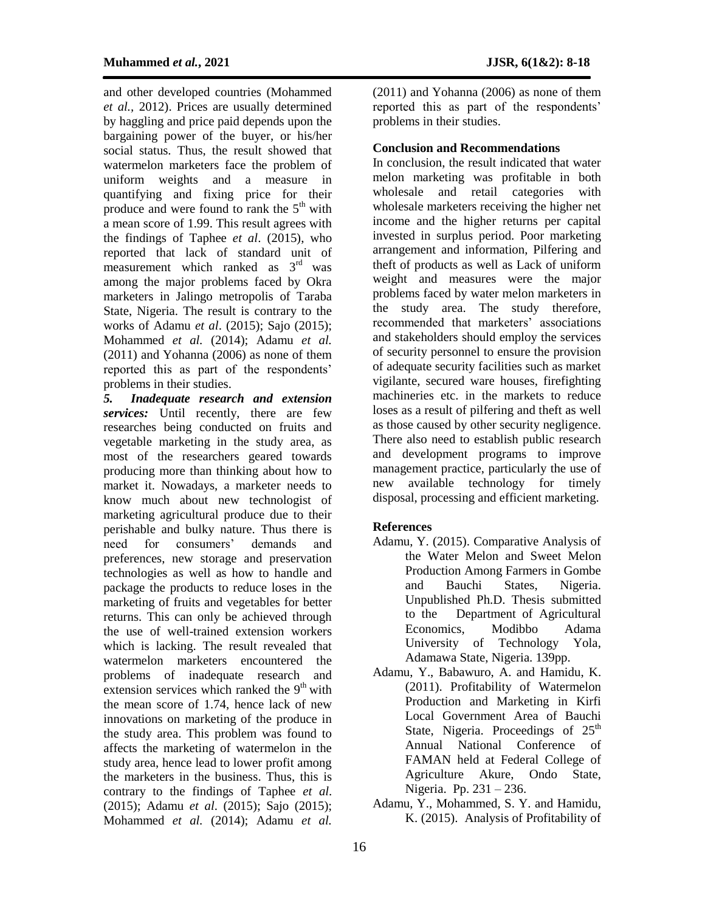and other developed countries (Mohammed *et al.*, 2012). Prices are usually determined by haggling and price paid depends upon the bargaining power of the buyer, or his/her social status. Thus, the result showed that watermelon marketers face the problem of uniform weights and a measure in quantifying and fixing price for their produce and were found to rank the 5th with a mean score of 1.99. This result agrees with the findings of Taphee *et al*. (2015), who reported that lack of standard unit of measurement which ranked as 3rd was among the major problems faced by Okra marketers in Jalingo metropolis of Taraba State, Nigeria. The result is contrary to the works of Adamu *et al*. (2015); Sajo (2015); Mohammed *et al.* (2014); Adamu *et al.* (2011) and Yohanna (2006) as none of them reported this as part of the respondents' problems in their studies.

***5. Inadequate research and extension services:*** Until recently, there are few researches being conducted on fruits and vegetable marketing in the study area, as most of the researchers geared towards producing more than thinking about how to market it. Nowadays, a marketer needs to know much about new technologist of marketing agricultural produce due to their perishable and bulky nature. Thus there is need for consumers' demands and preferences, new storage and preservation technologies as well as how to handle and package the products to reduce loses in the marketing of fruits and vegetables for better returns. This can only be achieved through the use of well-trained extension workers which is lacking. The result revealed that watermelon marketers encountered the problems of inadequate research and extension services which ranked the 9th with the mean score of 1.74, hence lack of new innovations on marketing of the produce in the study area. This problem was found to affects the marketing of watermelon in the study area, hence lead to lower profit among the marketers in the business. Thus, this is contrary to the findings of Taphee *et al*. (2015); Adamu *et al*. (2015); Sajo (2015); Mohammed *et al.* (2014); Adamu *et al.* (2011) and Yohanna (2006) as none of them reported this as part of the respondents' problems in their studies.

## Conclusion and Recommendations

In conclusion, the result indicated that water melon marketing was profitable in both wholesale and retail categories with wholesale marketers receiving the higher net income and the higher returns per capital invested in surplus period. Poor marketing arrangement and information, Pilfering and theft of products as well as Lack of uniform weight and measures were the major problems faced by water melon marketers in the study area. The study therefore, recommended that marketers' associations and stakeholders should employ the services of security personnel to ensure the provision of adequate security facilities such as market vigilante, secured ware houses, firefighting machineries etc. in the markets to reduce loses as a result of pilfering and theft as well as those caused by other security negligence. There also need to establish public research and development programs to improve management practice, particularly the use of new available technology for timely disposal, processing and efficient marketing.

## References

Adamu, Y. (2015). Comparative Analysis of the Water Melon and Sweet Melon Production Among Farmers in Gombe and Bauchi States, Nigeria. Unpublished Ph.D. Thesis submitted to the Department of Agricultural Economics, Modibbo Adama University of Technology Yola, Adamawa State, Nigeria. 139pp.

Adamu, Y., Babawuro, A. and Hamidu, K. (2011). Profitability of Watermelon Production and Marketing in Kirfi Local Government Area of Bauchi State, Nigeria. Proceedings of 25th Annual National Conference of FAMAN held at Federal College of Agriculture Akure, Ondo State, Nigeria. Pp. 231 – 236.

Adamu, Y., Mohammed, S. Y. and Hamidu, K. (2015). Analysis of Profitability of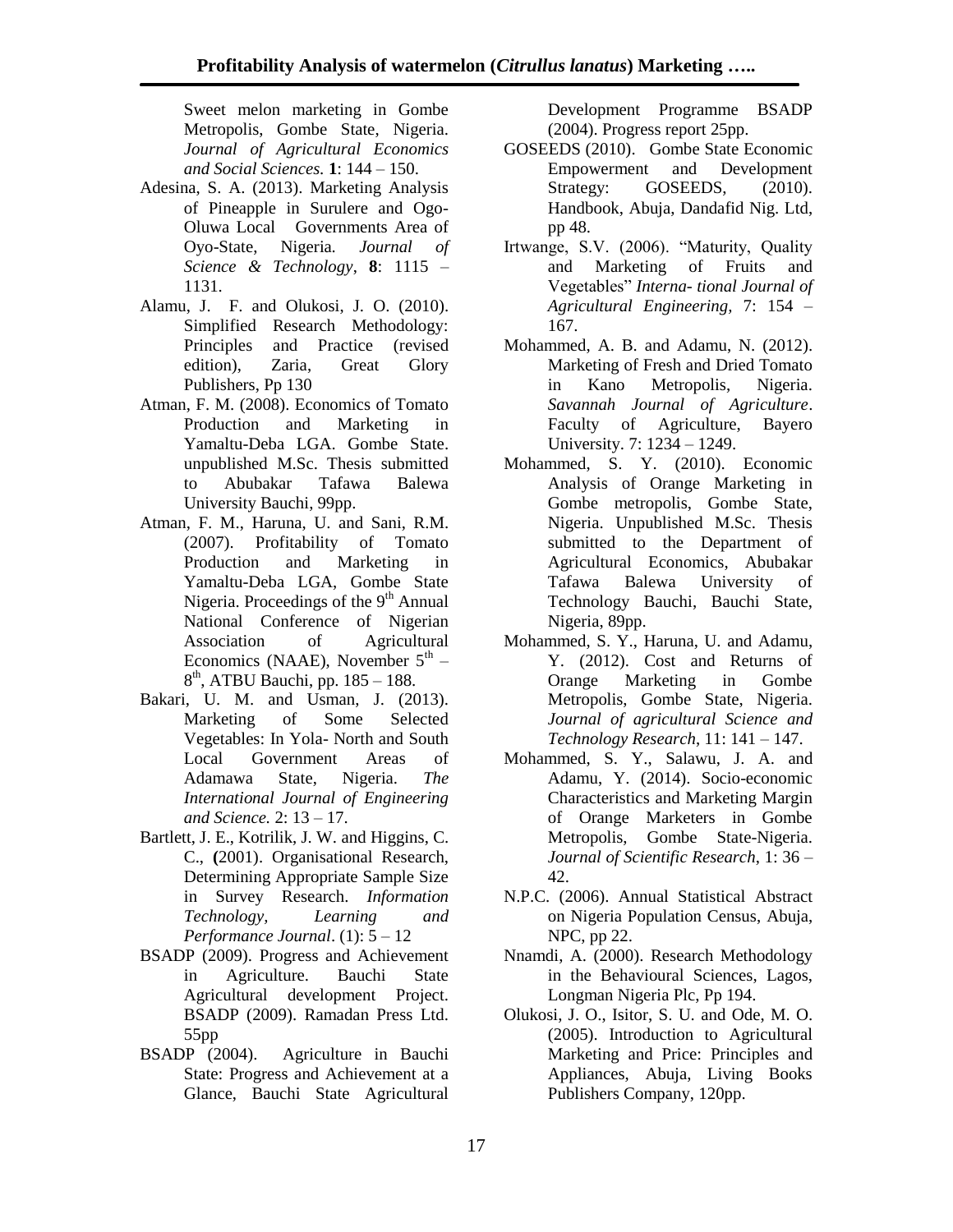Sweet melon marketing in Gombe Metropolis, Gombe State, Nigeria. *Journal of Agricultural Economics and Social Sciences.* **1**: 144 – 150.

Adesina, S. A. (2013). Marketing Analysis of Pineapple in Surulere and Ogo-Oluwa Local Governments Area of Oyo-State, Nigeria. *Journal of Science & Technology*, **8**: 1115 – 1131.

Alamu, J. F. and Olukosi, J. O. (2010). Simplified Research Methodology: Principles and Practice (revised edition), Zaria, Great Glory Publishers, Pp 130

Atman, F. M. (2008). Economics of Tomato Production and Marketing in Yamaltu-Deba LGA. Gombe State. unpublished M.Sc. Thesis submitted to Abubakar Tafawa Balewa University Bauchi, 99pp.

Atman, F. M., Haruna, U. and Sani, R.M. (2007). Profitability of Tomato Production and Marketing in Yamaltu-Deba LGA, Gombe State Nigeria. Proceedings of the 9th Annual National Conference of Nigerian Association of Agricultural Economics (NAAE), November 5th – 8th, ATBU Bauchi, pp. 185 – 188.

Bakari, U. M. and Usman, J. (2013). Marketing of Some Selected Vegetables: In Yola- North and South Local Government Areas of Adamawa State, Nigeria. *The International Journal of Engineering and Science.* 2: 13 – 17.

Bartlett, J. E., Kotrilik, J. W. and Higgins, C. C., **(**2001). Organisational Research, Determining Appropriate Sample Size in Survey Research. *Information Technology, Learning and Performance Journal*. (1): 5 – 12

BSADP (2009). Progress and Achievement in Agriculture. Bauchi State Agricultural development Project. BSADP (2009). Ramadan Press Ltd. 55pp

BSADP (2004). Agriculture in Bauchi State: Progress and Achievement at a Glance, Bauchi State Agricultural Development Programme BSADP (2004). Progress report 25pp.

GOSEEDS (2010). Gombe State Economic Empowerment and Development Strategy: GOSEEDS, (2010). Handbook, Abuja, Dandafid Nig. Ltd, pp 48.

Irtwange, S.V. (2006). "Maturity, Quality and Marketing of Fruits and Vegetables" *Interna- tional Journal of Agricultural Engineering,* 7: 154 – 167.

Mohammed, A. B. and Adamu, N. (2012). Marketing of Fresh and Dried Tomato in Kano Metropolis, Nigeria. *Savannah Journal of Agriculture*. Faculty of Agriculture, Bayero University. 7: 1234 – 1249.

Mohammed, S. Y. (2010). Economic Analysis of Orange Marketing in Gombe metropolis, Gombe State, Nigeria. Unpublished M.Sc. Thesis submitted to the Department of Agricultural Economics, Abubakar Tafawa Balewa University of Technology Bauchi, Bauchi State, Nigeria, 89pp.

Mohammed, S. Y., Haruna, U. and Adamu, Y. (2012). Cost and Returns of Orange Marketing in Gombe Metropolis, Gombe State, Nigeria. *Journal of agricultural Science and Technology Research*, 11: 141 – 147.

Mohammed, S. Y., Salawu, J. A. and Adamu, Y. (2014). Socio-economic Characteristics and Marketing Margin of Orange Marketers in Gombe Metropolis, Gombe State-Nigeria. *Journal of Scientific Research*, 1: 36 – 42.

N.P.C. (2006). Annual Statistical Abstract on Nigeria Population Census, Abuja, NPC, pp 22.

Nnamdi, A. (2000). Research Methodology in the Behavioural Sciences, Lagos, Longman Nigeria Plc, Pp 194.

Olukosi, J. O., Isitor, S. U. and Ode, M. O. (2005). Introduction to Agricultural Marketing and Price: Principles and Appliances, Abuja, Living Books Publishers Company, 120pp.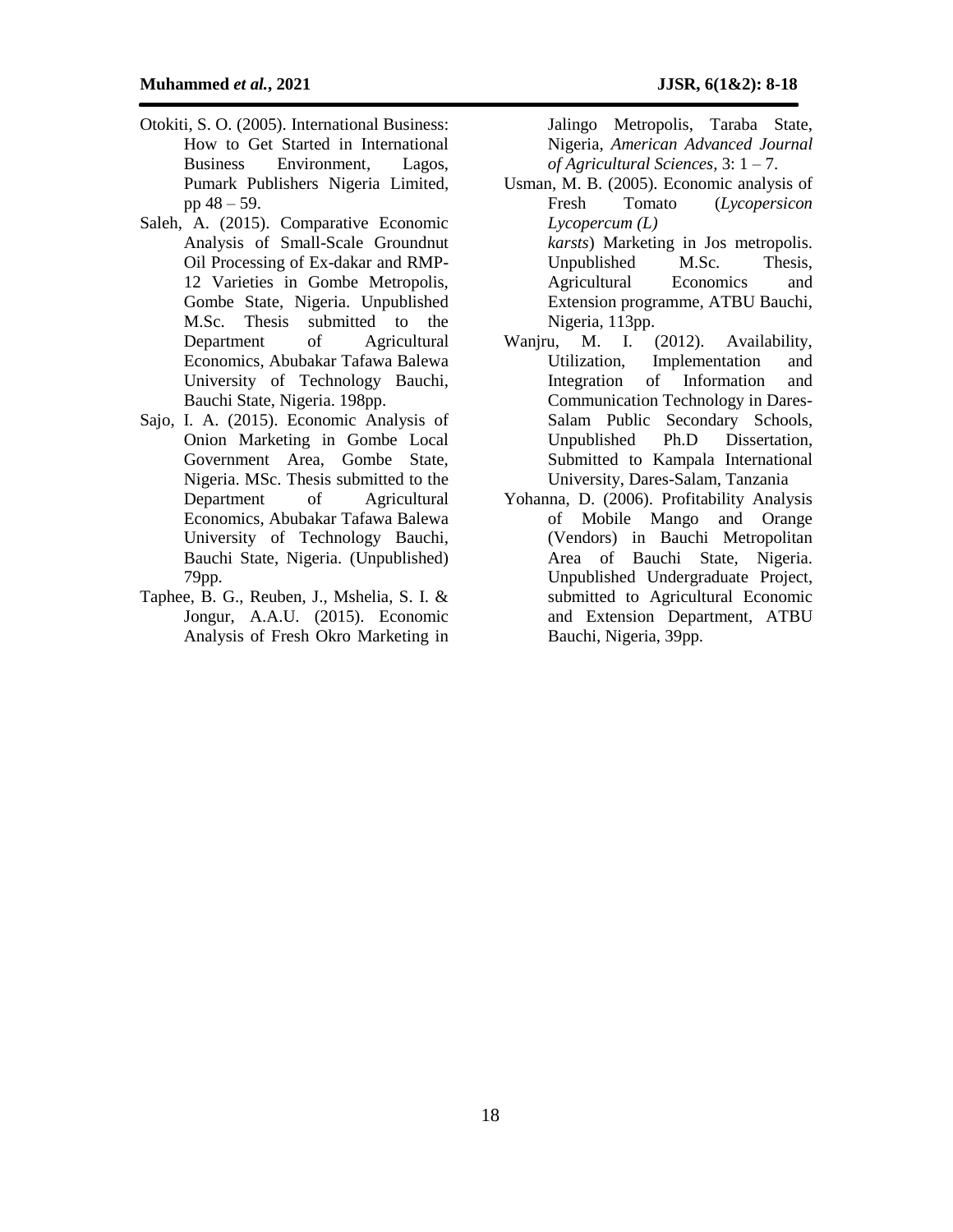Otokiti, S. O. (2005). International Business: How to Get Started in International Business Environment, Lagos, Pumark Publishers Nigeria Limited, pp 48 – 59.

Saleh, A. (2015). Comparative Economic Analysis of Small-Scale Groundnut Oil Processing of Ex-dakar and RMP-12 Varieties in Gombe Metropolis, Gombe State, Nigeria. Unpublished M.Sc. Thesis submitted to the Department of Agricultural Economics, Abubakar Tafawa Balewa University of Technology Bauchi, Bauchi State, Nigeria. 198pp.

Sajo, I. A. (2015). Economic Analysis of Onion Marketing in Gombe Local Government Area, Gombe State, Nigeria. MSc. Thesis submitted to the Department of Agricultural Economics, Abubakar Tafawa Balewa University of Technology Bauchi, Bauchi State, Nigeria. (Unpublished) 79pp.

Taphee, B. G., Reuben, J., Mshelia, S. I. & Jongur, A.A.U. (2015). Economic Analysis of Fresh Okro Marketing in Jalingo Metropolis, Taraba State, Nigeria, *American Advanced Journal of Agricultural Sciences*, 3: 1 – 7.

Usman, M. B. (2005). Economic analysis of Fresh Tomato (*Lycopersicon Lycopercum (L) karsts*) Marketing in Jos metropolis. Unpublished M.Sc. Thesis, Agricultural Economics and Extension programme, ATBU Bauchi, Nigeria, 113pp.

Wanjru, M. I. (2012). Availability, Utilization, Implementation and Integration of Information and Communication Technology in Dares-Salam Public Secondary Schools, Unpublished Ph.D Dissertation, Submitted to Kampala International University, Dares-Salam, Tanzania

Yohanna, D. (2006). Profitability Analysis of Mobile Mango and Orange (Vendors) in Bauchi Metropolitan Area of Bauchi State, Nigeria. Unpublished Undergraduate Project, submitted to Agricultural Economic and Extension Department, ATBU Bauchi, Nigeria, 39pp.